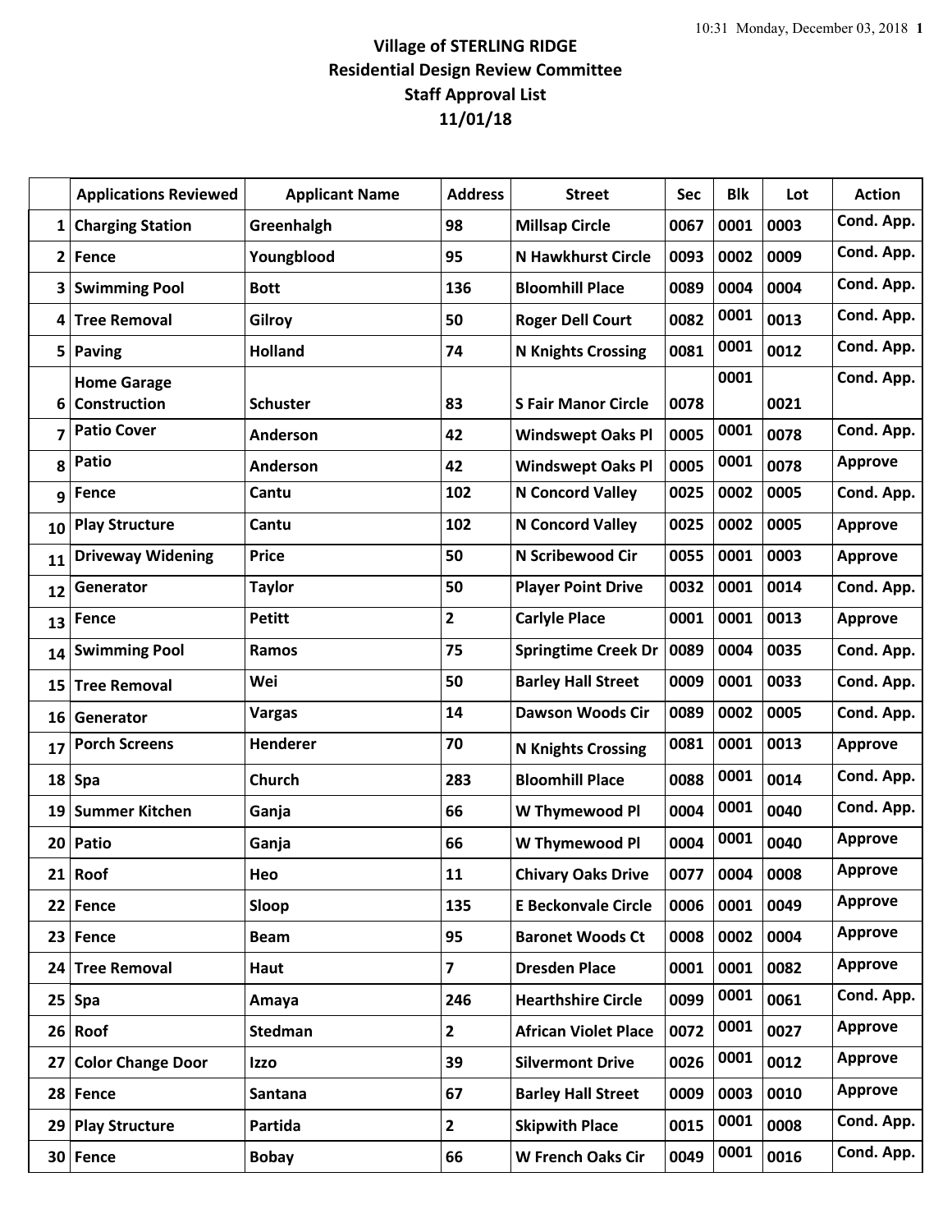# Village of STERLING RIDGE
## Residential Design Review Committee
## Staff Approval List
## 11/01/18

| | Applications Reviewed | Applicant Name | Address | Street | Sec | Blk | Lot | Action |
|---|---|---|---|---|---|---|---|---|
| 1 | Charging Station | Greenhalgh | 98 | Millsap Circle | 0067 | 0001 | 0003 | Cond. App. |
| 2 | Fence | Youngblood | 95 | N Hawkhurst Circle | 0093 | 0002 | 0009 | Cond. App. |
| 3 | Swimming Pool | Bott | 136 | Bloomhill Place | 0089 | 0004 | 0004 | Cond. App. |
| 4 | Tree Removal | Gilroy | 50 | Roger Dell Court | 0082 | 0001 | 0013 | Cond. App. |
| 5 | Paving | Holland | 74 | N Knights Crossing | 0081 | 0001 | 0012 | Cond. App. |
| 6 | Home Garage Construction | Schuster | 83 | S Fair Manor Circle | 0078 | 0001 | 0021 | Cond. App. |
| 7 | Patio Cover | Anderson | 42 | Windswept Oaks Pl | 0005 | 0001 | 0078 | Cond. App. |
| 8 | Patio | Anderson | 42 | Windswept Oaks Pl | 0005 | 0001 | 0078 | Approve |
| 9 | Fence | Cantu | 102 | N Concord Valley | 0025 | 0002 | 0005 | Cond. App. |
| 10 | Play Structure | Cantu | 102 | N Concord Valley | 0025 | 0002 | 0005 | Approve |
| 11 | Driveway Widening | Price | 50 | N Scribewood Cir | 0055 | 0001 | 0003 | Approve |
| 12 | Generator | Taylor | 50 | Player Point Drive | 0032 | 0001 | 0014 | Cond. App. |
| 13 | Fence | Petitt | 2 | Carlyle Place | 0001 | 0001 | 0013 | Approve |
| 14 | Swimming Pool | Ramos | 75 | Springtime Creek Dr | 0089 | 0004 | 0035 | Cond. App. |
| 15 | Tree Removal | Wei | 50 | Barley Hall Street | 0009 | 0001 | 0033 | Cond. App. |
| 16 | Generator | Vargas | 14 | Dawson Woods Cir | 0089 | 0002 | 0005 | Cond. App. |
| 17 | Porch Screens | Henderer | 70 | N Knights Crossing | 0081 | 0001 | 0013 | Approve |
| 18 | Spa | Church | 283 | Bloomhill Place | 0088 | 0001 | 0014 | Cond. App. |
| 19 | Summer Kitchen | Ganja | 66 | W Thymewood Pl | 0004 | 0001 | 0040 | Cond. App. |
| 20 | Patio | Ganja | 66 | W Thymewood Pl | 0004 | 0001 | 0040 | Approve |
| 21 | Roof | Heo | 11 | Chivary Oaks Drive | 0077 | 0004 | 0008 | Approve |
| 22 | Fence | Sloop | 135 | E Beckonvale Circle | 0006 | 0001 | 0049 | Approve |
| 23 | Fence | Beam | 95 | Baronet Woods Ct | 0008 | 0002 | 0004 | Approve |
| 24 | Tree Removal | Haut | 7 | Dresden Place | 0001 | 0001 | 0082 | Approve |
| 25 | Spa | Amaya | 246 | Hearthshire Circle | 0099 | 0001 | 0061 | Cond. App. |
| 26 | Roof | Stedman | 2 | African Violet Place | 0072 | 0001 | 0027 | Approve |
| 27 | Color Change Door | Izzo | 39 | Silvermont Drive | 0026 | 0001 | 0012 | Approve |
| 28 | Fence | Santana | 67 | Barley Hall Street | 0009 | 0003 | 0010 | Approve |
| 29 | Play Structure | Partida | 2 | Skipwith Place | 0015 | 0001 | 0008 | Cond. App. |
| 30 | Fence | Bobay | 66 | W French Oaks Cir | 0049 | 0001 | 0016 | Cond. App. |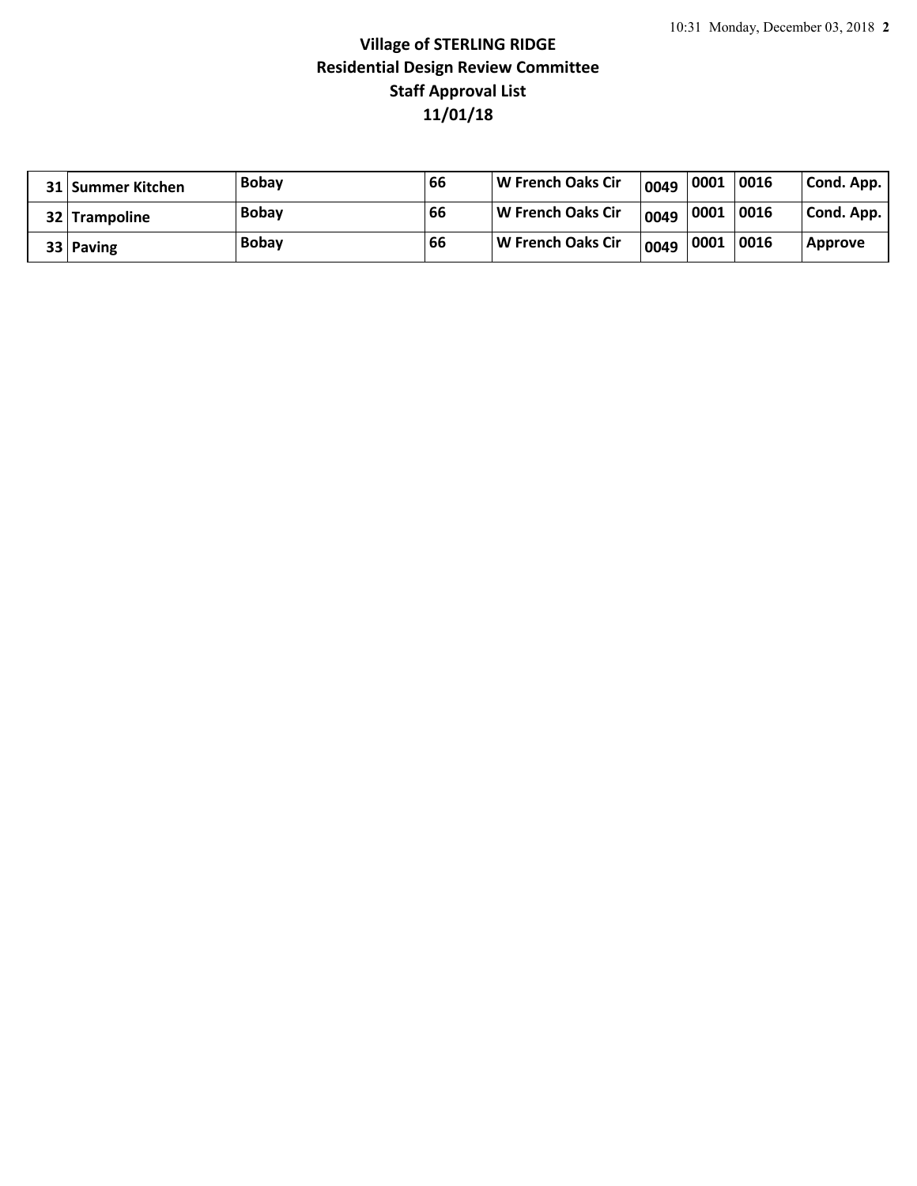**Village of STERLING RIDGE**
**Residential Design Review Committee**
**Staff Approval List**
**11/01/18**

| | | | | | | | | |
|---|---|---|---|---|---|---|---|---|
| 31 | Summer Kitchen | Bobay | 66 | W French Oaks Cir | 0049 | 0001 | 0016 | Cond. App. |
| 32 | Trampoline | Bobay | 66 | W French Oaks Cir | 0049 | 0001 | 0016 | Cond. App. |
| 33 | Paving | Bobay | 66 | W French Oaks Cir | 0049 | 0001 | 0016 | Approve |